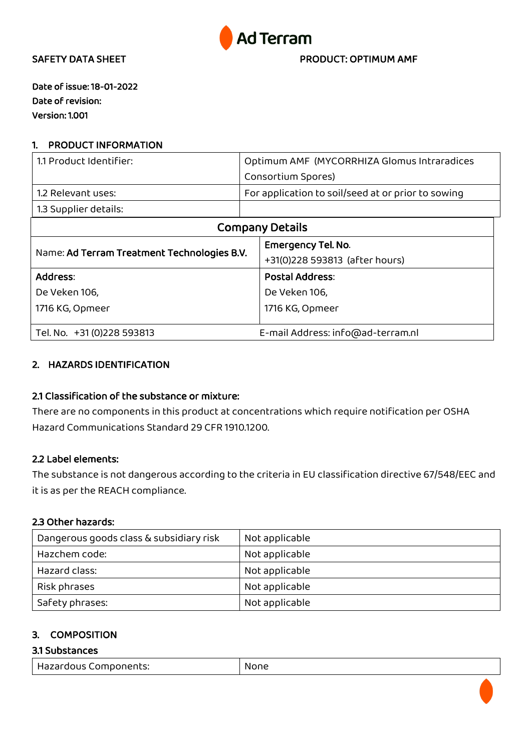Ad Terram

SAFETY DATA SHEET

PRODUCT: OPTIMUM AMF

**Date of issue: 18-01-2022**
**Date of revision:**
**Version: 1.001**

## 1. PRODUCT INFORMATION

| 1.1 Product Identifier: | Optimum AMF (MYCORRHIZA Glomus Intraradices Consortium Spores) |
|---|---|
| 1.2 Relevant uses: | For application to soil/seed at or prior to sowing |
| 1.3 Supplier details: | |

| Company Details | |
|---|---|
| Name: **Ad Terram Treatment Technologies B.V.** | **Emergency Tel. No.** +31(0)228 593813 (after hours) |
| **Address**: De Veken 106, 1716 KG, Opmeer | **Postal Address**: De Veken 106, 1716 KG, Opmeer |
| Tel. No. +31 (0)228 593813 | E-mail Address: info@ad-terram.nl |

## 2. HAZARDS IDENTIFICATION

### 2.1 Classification of the substance or mixture:

There are no components in this product at concentrations which require notification per OSHA Hazard Communications Standard 29 CFR 1910.1200.

### 2.2 Label elements:

The substance is not dangerous according to the criteria in EU classification directive 67/548/EEC and it is as per the REACH compliance.

### 2.3 Other hazards:

| Dangerous goods class & subsidiary risk | Not applicable |
|---|---|
| Hazchem code: | Not applicable |
| Hazard class: | Not applicable |
| Risk phrases | Not applicable |
| Safety phrases: | Not applicable |

## 3. COMPOSITION

### 3.1 Substances

| Hazardous Components: | None |
|---|---|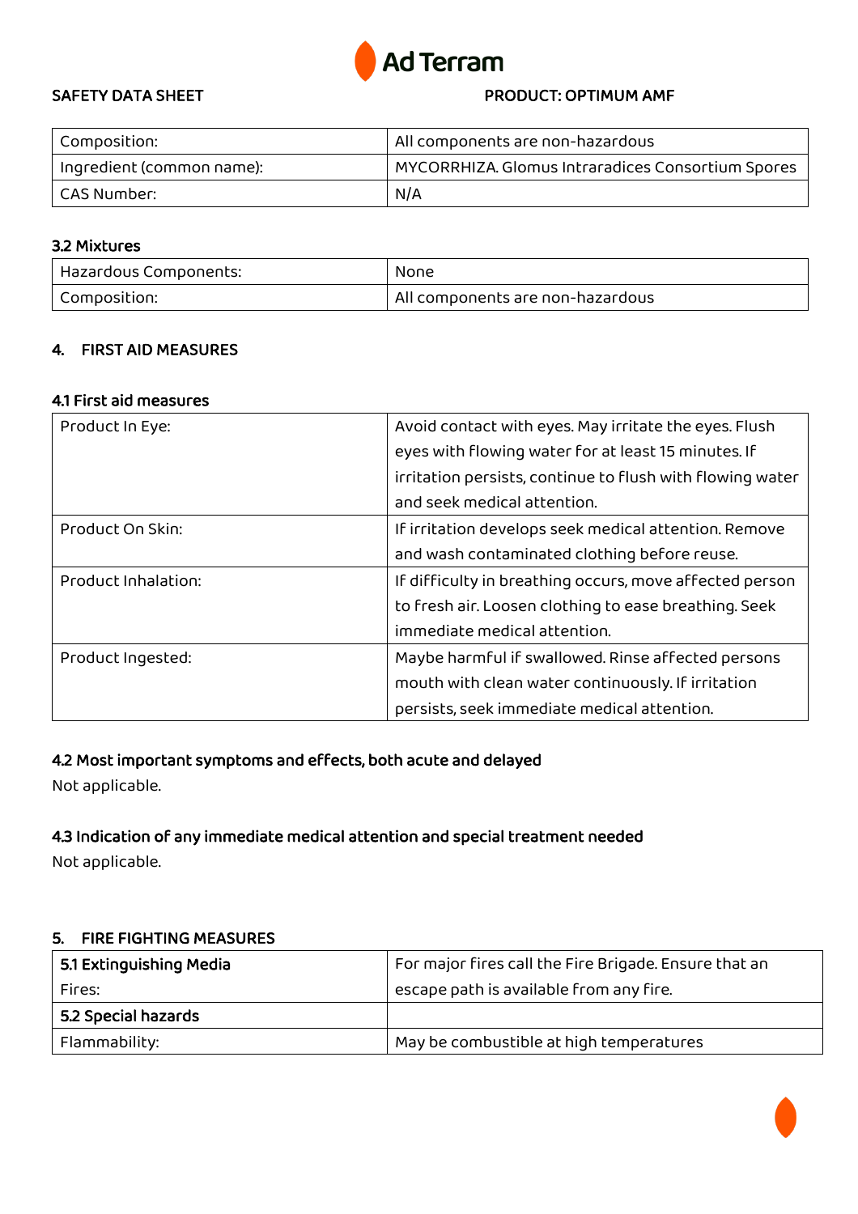SAFETY DATA SHEET PRODUCT: OPTIMUM AMF

| Composition: | All components are non-hazardous |
|---|---|
| Ingredient (common name): | MYCORRHIZA. Glomus Intraradices Consortium Spores |
| CAS Number: | N/A |

### 3.2 Mixtures

| Hazardous Components: | None |
|---|---|
| Composition: | All components are non-hazardous |

## 4. FIRST AID MEASURES

### 4.1 First aid measures

| Product In Eye: | Avoid contact with eyes. May irritate the eyes. Flush eyes with flowing water for at least 15 minutes. If irritation persists, continue to flush with flowing water and seek medical attention. |
|---|---|
| Product On Skin: | If irritation develops seek medical attention. Remove and wash contaminated clothing before reuse. |
| Product Inhalation: | If difficulty in breathing occurs, move affected person to fresh air. Loosen clothing to ease breathing. Seek immediate medical attention. |
| Product Ingested: | Maybe harmful if swallowed. Rinse affected persons mouth with clean water continuously. If irritation persists, seek immediate medical attention. |

### 4.2 Most important symptoms and effects, both acute and delayed

Not applicable.

### 4.3 Indication of any immediate medical attention and special treatment needed

Not applicable.

## 5. FIRE FIGHTING MEASURES

| **5.1 Extinguishing Media** Fires: | For major fires call the Fire Brigade. Ensure that an escape path is available from any fire. |
|---|---|
| **5.2 Special hazards** | |
| Flammability: | May be combustible at high temperatures |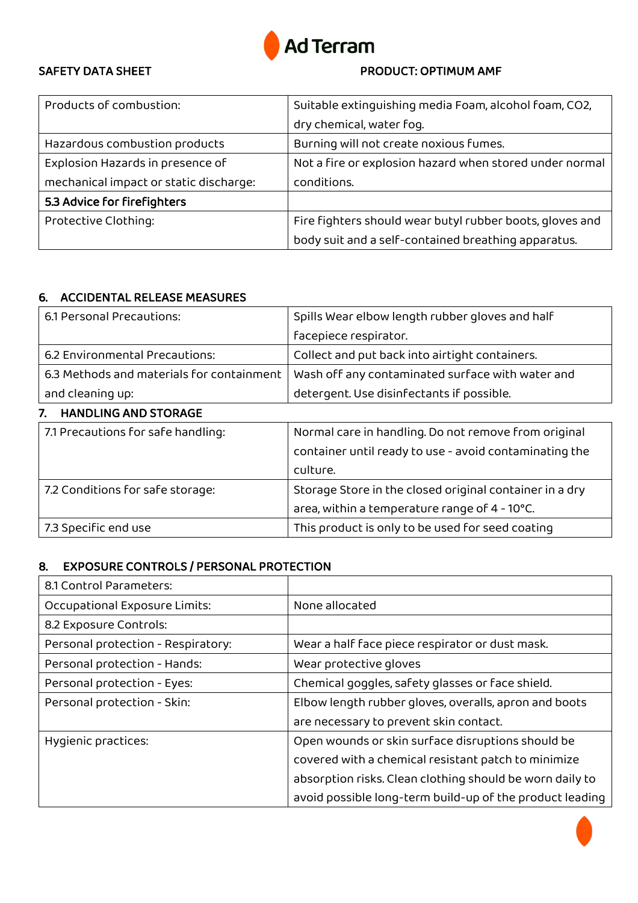| Products of combustion: | Suitable extinguishing media Foam, alcohol foam, $CO_2$, dry chemical, water fog. |
|---|---|
| Hazardous combustion products | Burning will not create noxious fumes. |
| Explosion Hazards in presence of mechanical impact or static discharge: | Not a fire or explosion hazard when stored under normal conditions. |
| **5.3 Advice for firefighters** | |
| Protective Clothing: | Fire fighters should wear butyl rubber boots, gloves and body suit and a self-contained breathing apparatus. |

## 6. ACCIDENTAL RELEASE MEASURES

| 6.1 Personal Precautions: | Spills Wear elbow length rubber gloves and half facepiece respirator. |
|---|---|
| 6.2 Environmental Precautions: | Collect and put back into airtight containers. |
| 6.3 Methods and materials for containment and cleaning up: | Wash off any contaminated surface with water and detergent. Use disinfectants if possible. |

## 7. HANDLING AND STORAGE

| 7.1 Precautions for safe handling: | Normal care in handling. Do not remove from original container until ready to use - avoid contaminating the culture. |
|---|---|
| 7.2 Conditions for safe storage: | Storage Store in the closed original container in a dry area, within a temperature range of 4 - 10°C. |
| 7.3 Specific end use | This product is only to be used for seed coating |

## 8. EXPOSURE CONTROLS / PERSONAL PROTECTION

| 8.1 Control Parameters: | |
|---|---|
| Occupational Exposure Limits: | None allocated |
| 8.2 Exposure Controls: | |
| Personal protection - Respiratory: | Wear a half face piece respirator or dust mask. |
| Personal protection - Hands: | Wear protective gloves |
| Personal protection - Eyes: | Chemical goggles, safety glasses or face shield. |
| Personal protection - Skin: | Elbow length rubber gloves, overalls, apron and boots are necessary to prevent skin contact. |
| Hygienic practices: | Open wounds or skin surface disruptions should be covered with a chemical resistant patch to minimize absorption risks. Clean clothing should be worn daily to avoid possible long-term build-up of the product leading |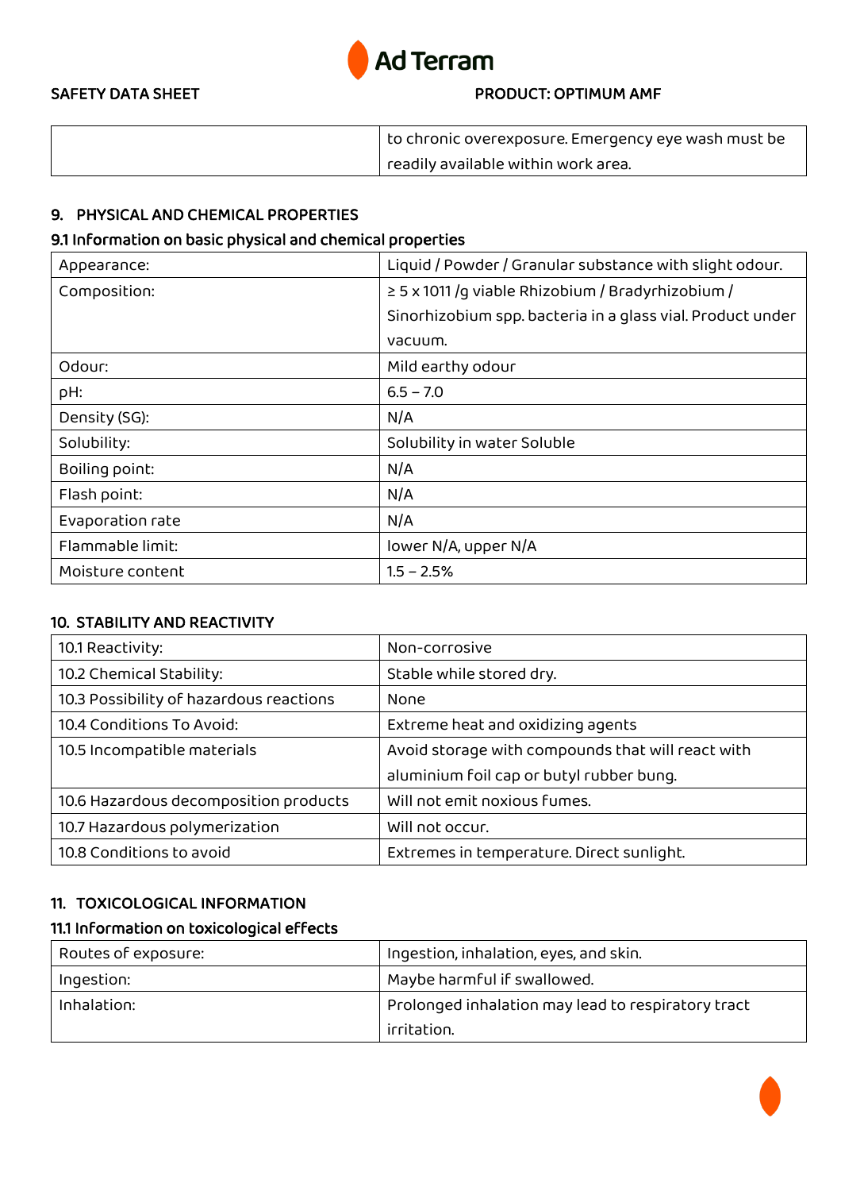| | to chronic overexposure. Emergency eye wash must be readily available within work area. |
|---|---|

## 9. PHYSICAL AND CHEMICAL PROPERTIES

### 9.1 Information on basic physical and chemical properties

| Appearance: | Liquid / Powder / Granular substance with slight odour. |
|---|---|
| Composition: | ≥ 5 x 1011 /g viable Rhizobium / Bradyrhizobium / Sinorhizobium spp. bacteria in a glass vial. Product under vacuum. |
| Odour: | Mild earthy odour |
| pH: | 6.5 – 7.0 |
| Density (SG): | N/A |
| Solubility: | Solubility in water Soluble |
| Boiling point: | N/A |
| Flash point: | N/A |
| Evaporation rate | N/A |
| Flammable limit: | lower N/A, upper N/A |
| Moisture content | 1.5 – 2.5% |

## 10. STABILITY AND REACTIVITY

| 10.1 Reactivity: | Non-corrosive |
|---|---|
| 10.2 Chemical Stability: | Stable while stored dry. |
| 10.3 Possibility of hazardous reactions | None |
| 10.4 Conditions To Avoid: | Extreme heat and oxidizing agents |
| 10.5 Incompatible materials | Avoid storage with compounds that will react with aluminium foil cap or butyl rubber bung. |
| 10.6 Hazardous decomposition products | Will not emit noxious fumes. |
| 10.7 Hazardous polymerization | Will not occur. |
| 10.8 Conditions to avoid | Extremes in temperature. Direct sunlight. |

## 11. TOXICOLOGICAL INFORMATION

### 11.1 Information on toxicological effects

| Routes of exposure: | Ingestion, inhalation, eyes, and skin. |
|---|---|
| Ingestion: | Maybe harmful if swallowed. |
| Inhalation: | Prolonged inhalation may lead to respiratory tract irritation. |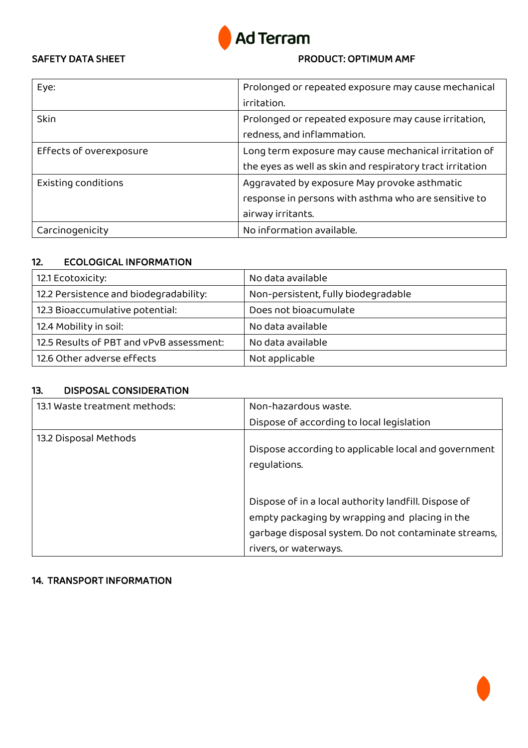| Eye: | Prolonged or repeated exposure may cause mechanical irritation. |
| --- | --- |
| Skin | Prolonged or repeated exposure may cause irritation, redness, and inflammation. |
| Effects of overexposure | Long term exposure may cause mechanical irritation of the eyes as well as skin and respiratory tract irritation |
| Existing conditions | Aggravated by exposure May provoke asthmatic response in persons with asthma who are sensitive to airway irritants. |
| Carcinogenicity | No information available. |

## 12. ECOLOGICAL INFORMATION

| 12.1 Ecotoxicity: | No data available |
| --- | --- |
| 12.2 Persistence and biodegradability: | Non-persistent, fully biodegradable |
| 12.3 Bioaccumulative potential: | Does not bioacumulate |
| 12.4 Mobility in soil: | No data available |
| 12.5 Results of PBT and vPvB assessment: | No data available |
| 12.6 Other adverse effects | Not applicable |

## 13. DISPOSAL CONSIDERATION

| 13.1 Waste treatment methods: | Non-hazardous waste. Dispose of according to local legislation |
| --- | --- |
| 13.2 Disposal Methods | Dispose according to applicable local and government regulations. Dispose of in a local authority landfill. Dispose of empty packaging by wrapping and placing in the garbage disposal system. Do not contaminate streams, rivers, or waterways. |

## 14. TRANSPORT INFORMATION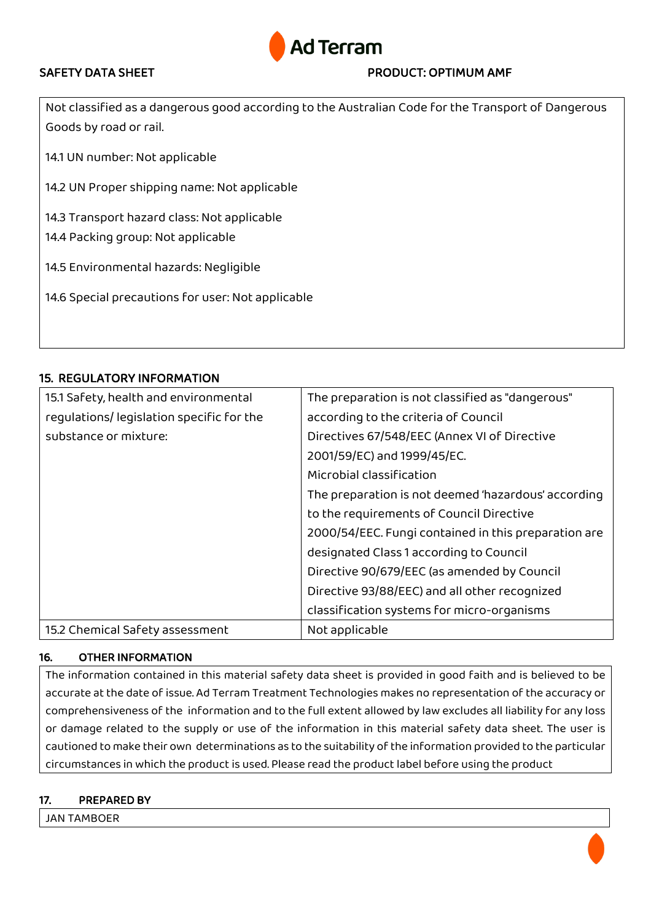Not classified as a dangerous good according to the Australian Code for the Transport of Dangerous Goods by road or rail.

14.1 UN number: Not applicable

14.2 UN Proper shipping name: Not applicable

14.3 Transport hazard class: Not applicable
14.4 Packing group: Not applicable

14.5 Environmental hazards: Negligible

14.6 Special precautions for user: Not applicable

## 15. REGULATORY INFORMATION

| | |
|---|---|
| 15.1 Safety, health and environmental regulations/ legislation specific for the substance or mixture: | The preparation is not classified as "dangerous" according to the criteria of Council Directives 67/548/EEC (Annex VI of Directive 2001/59/EC) and 1999/45/EC. Microbial classification The preparation is not deemed 'hazardous' according to the requirements of Council Directive 2000/54/EEC. Fungi contained in this preparation are designated Class 1 according to Council Directive 90/679/EEC (as amended by Council Directive 93/88/EEC) and all other recognized classification systems for micro-organisms |
| 15.2 Chemical Safety assessment | Not applicable |

## 16. OTHER INFORMATION

The information contained in this material safety data sheet is provided in good faith and is believed to be accurate at the date of issue. Ad Terram Treatment Technologies makes no representation of the accuracy or comprehensiveness of the information and to the full extent allowed by law excludes all liability for any loss or damage related to the supply or use of the information in this material safety data sheet. The user is cautioned to make their own determinations as to the suitability of the information provided to the particular circumstances in which the product is used. Please read the product label before using the product

## 17. PREPARED BY

JAN TAMBOER